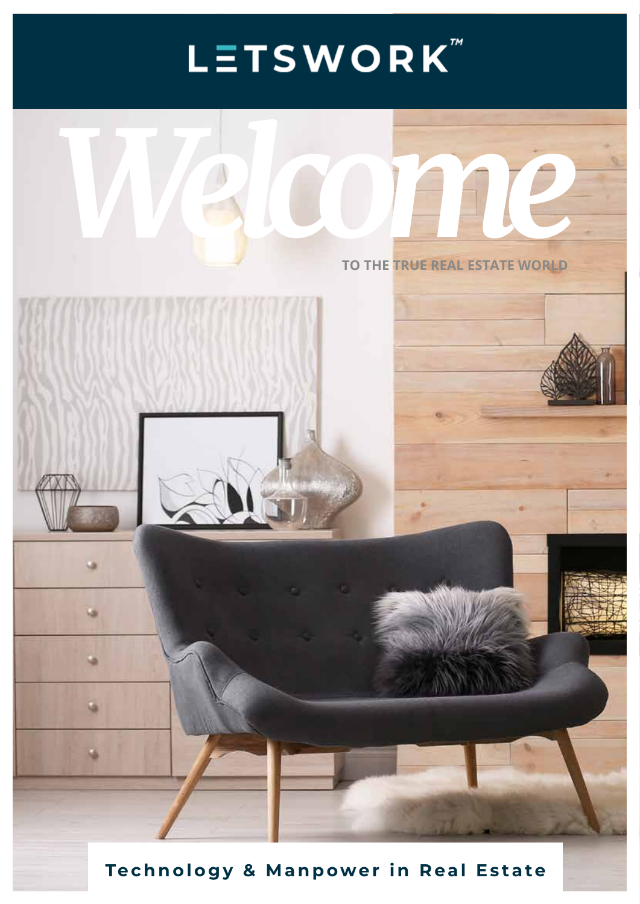# LETSWORK™

# Welcome

TO THE TRUE REAL ESTATE WORLD

**Technology & Manpower in Real Estate**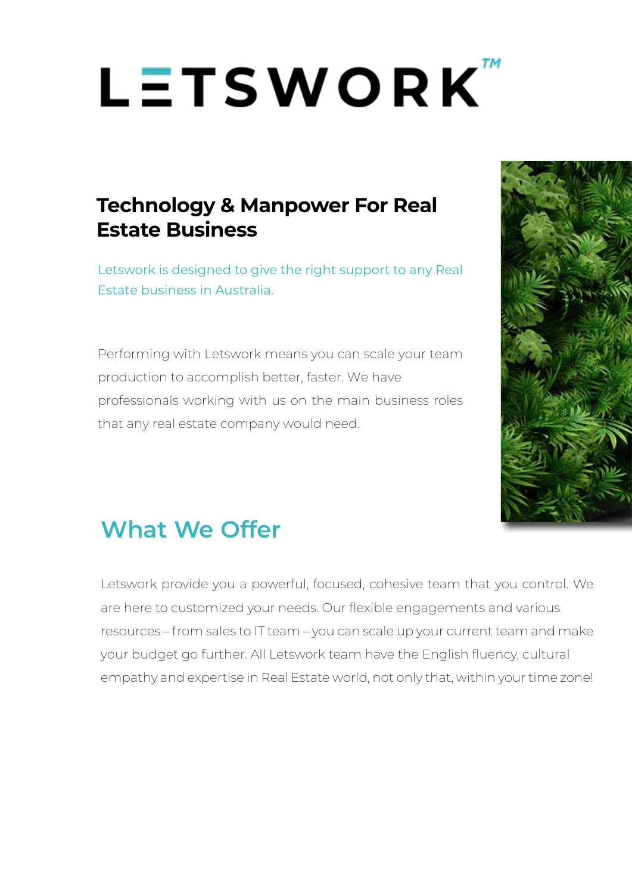# LETSWORK™

## Technology & Manpower For Real Estate Business

Letswork is designed to give the right support to any Real Estate business in Australia.

Performing with Letswork means you can scale your team production to accomplish better, faster. We have professionals working with us on the main business roles that any real estate company would need.

## What We Offer

Letswork provide you a powerful, focused, cohesive team that you control. We are here to customized your needs. Our flexible engagements and various resources – from sales to IT team – you can scale up your current team and make your budget go further. All Letswork team have the English fluency, cultural empathy and expertise in Real Estate world, not only that, within your time zone!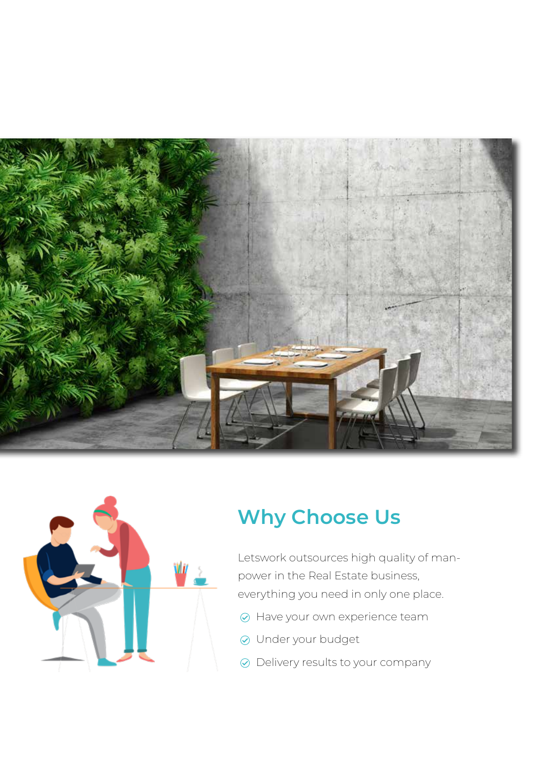## Why Choose Us

Letswork outsources high quality of man-power in the Real Estate business, everything you need in only one place.

- Have your own experience team
- Under your budget
- Delivery results to your company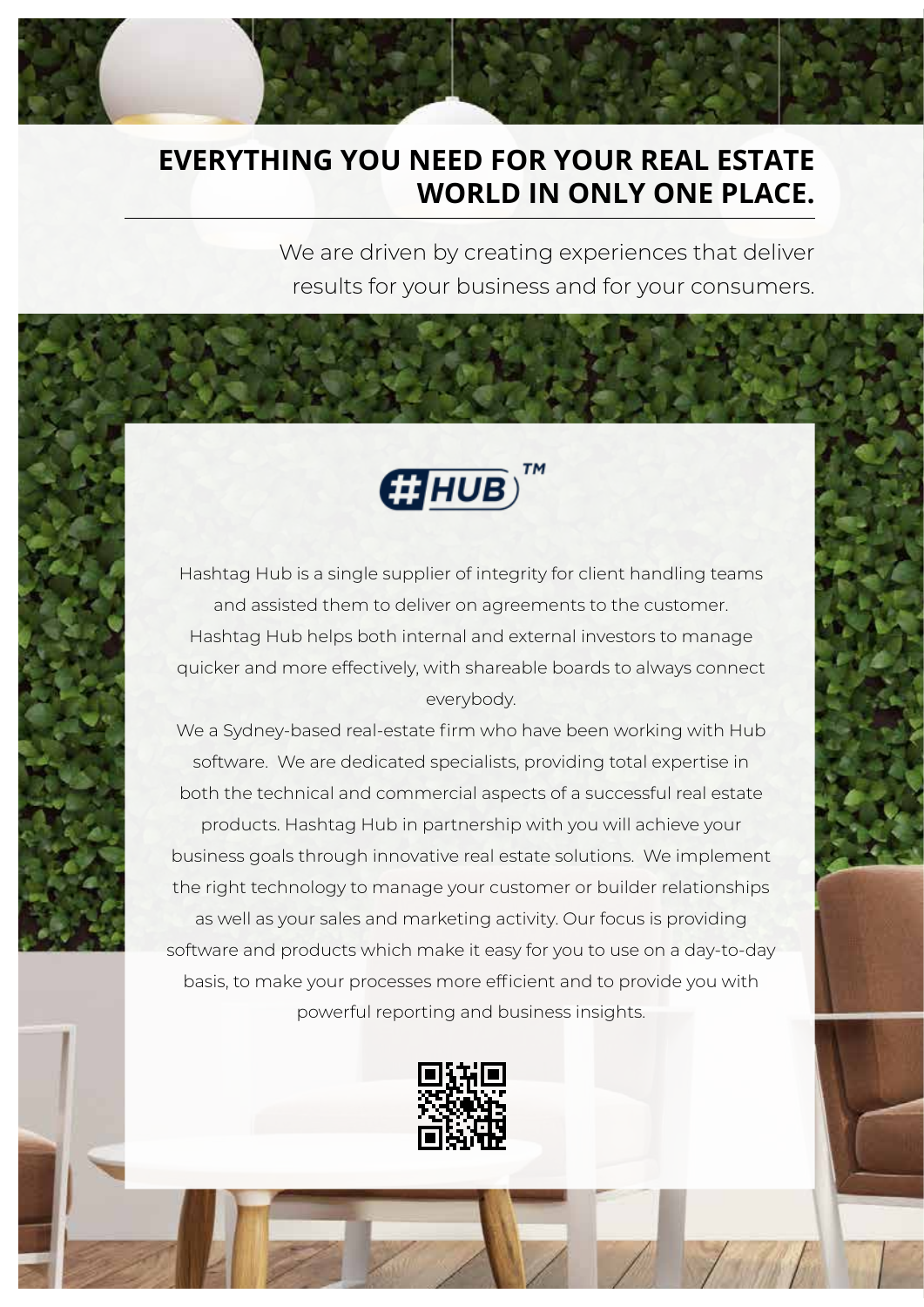# EVERYTHING YOU NEED FOR YOUR REAL ESTATE WORLD IN ONLY ONE PLACE.

We are driven by creating experiences that deliver results for your business and for your consumers.

#HUB™

Hashtag Hub is a single supplier of integrity for client handling teams and assisted them to deliver on agreements to the customer. Hashtag Hub helps both internal and external investors to manage quicker and more effectively, with shareable boards to always connect everybody.

We a Sydney-based real-estate firm who have been working with Hub software. We are dedicated specialists, providing total expertise in both the technical and commercial aspects of a successful real estate products. Hashtag Hub in partnership with you will achieve your business goals through innovative real estate solutions. We implement the right technology to manage your customer or builder relationships as well as your sales and marketing activity. Our focus is providing software and products which make it easy for you to use on a day-to-day basis, to make your processes more efficient and to provide you with powerful reporting and business insights.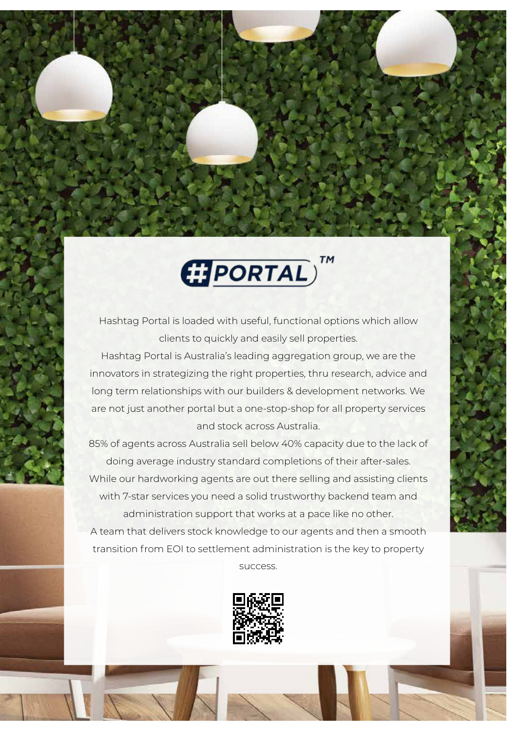# #PORTAL™

Hashtag Portal is loaded with useful, functional options which allow clients to quickly and easily sell properties.

Hashtag Portal is Australia's leading aggregation group, we are the innovators in strategizing the right properties, thru research, advice and long term relationships with our builders & development networks. We are not just another portal but a one-stop-shop for all property services and stock across Australia.

85% of agents across Australia sell below 40% capacity due to the lack of doing average industry standard completions of their after-sales.

While our hardworking agents are out there selling and assisting clients with 7-star services you need a solid trustworthy backend team and administration support that works at a pace like no other.

A team that delivers stock knowledge to our agents and then a smooth transition from EOI to settlement administration is the key to property success.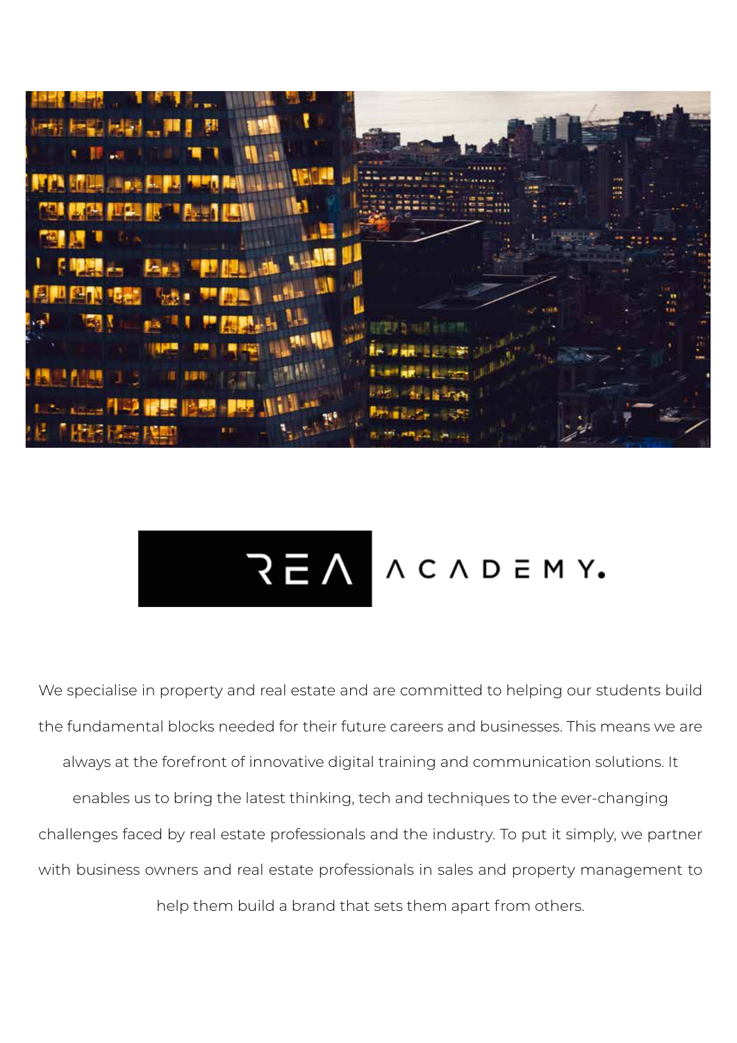REA ACADEMY.

We specialise in property and real estate and are committed to helping our students build the fundamental blocks needed for their future careers and businesses. This means we are always at the forefront of innovative digital training and communication solutions. It enables us to bring the latest thinking, tech and techniques to the ever-changing challenges faced by real estate professionals and the industry. To put it simply, we partner with business owners and real estate professionals in sales and property management to help them build a brand that sets them apart from others.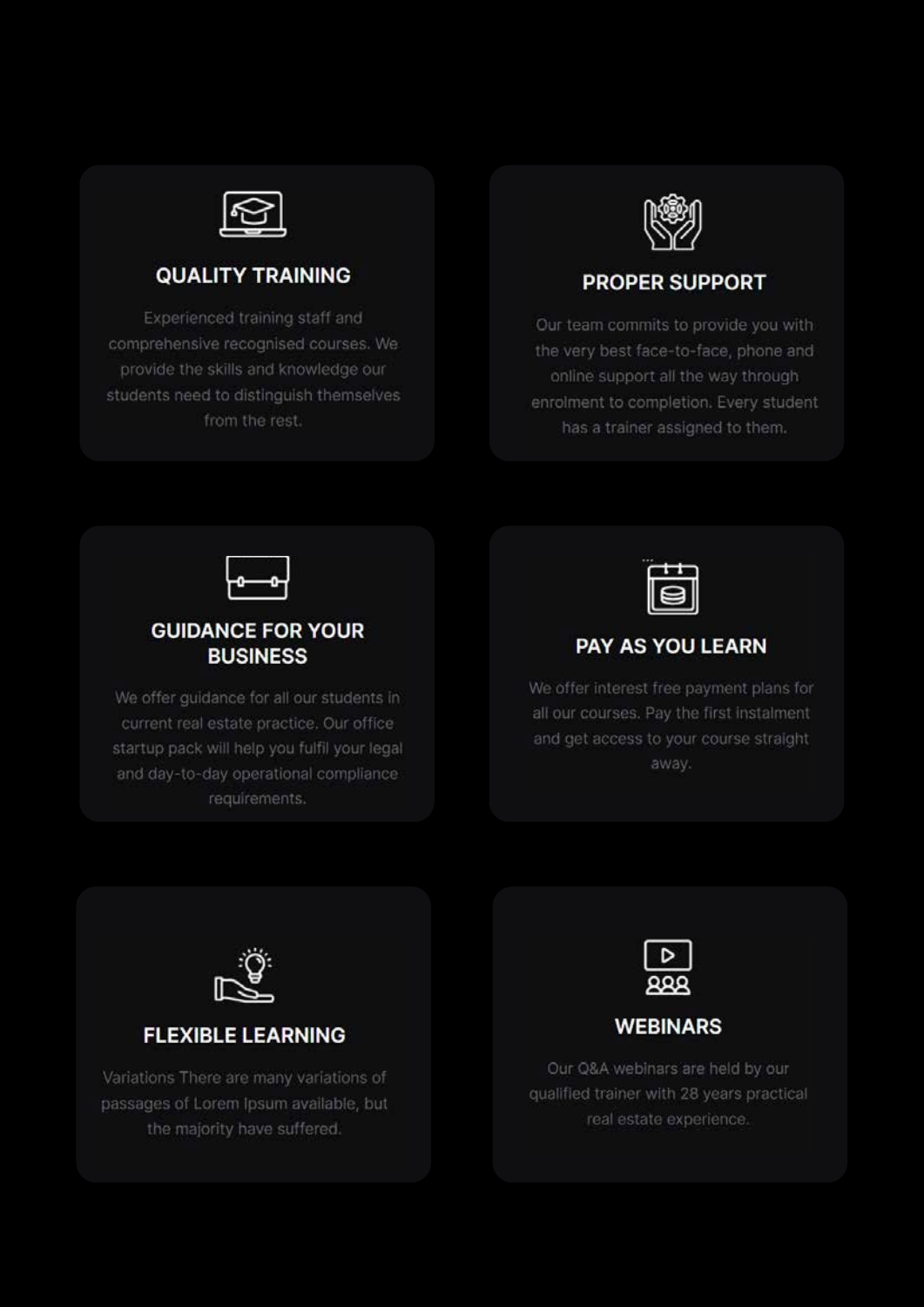## QUALITY TRAINING

Experienced training staff and comprehensive recognised courses. We provide the skills and knowledge our students need to distinguish themselves from the rest.

## PROPER SUPPORT

Our team commits to provide you with the very best face-to-face, phone and online support all the way through enrolment to completion. Every student has a trainer assigned to them.

## GUIDANCE FOR YOUR BUSINESS

We offer guidance for all our students in current real estate practice. Our office startup pack will help you fulfil your legal and day-to-day operational compliance requirements.

## PAY AS YOU LEARN

We offer interest free payment plans for all our courses. Pay the first instalment and get access to your course straight away.

## FLEXIBLE LEARNING

Variations There are many variations of passages of Lorem Ipsum available, but the majority have suffered.

## WEBINARS

Our Q&A webinars are held by our qualified trainer with 28 years practical real estate experience.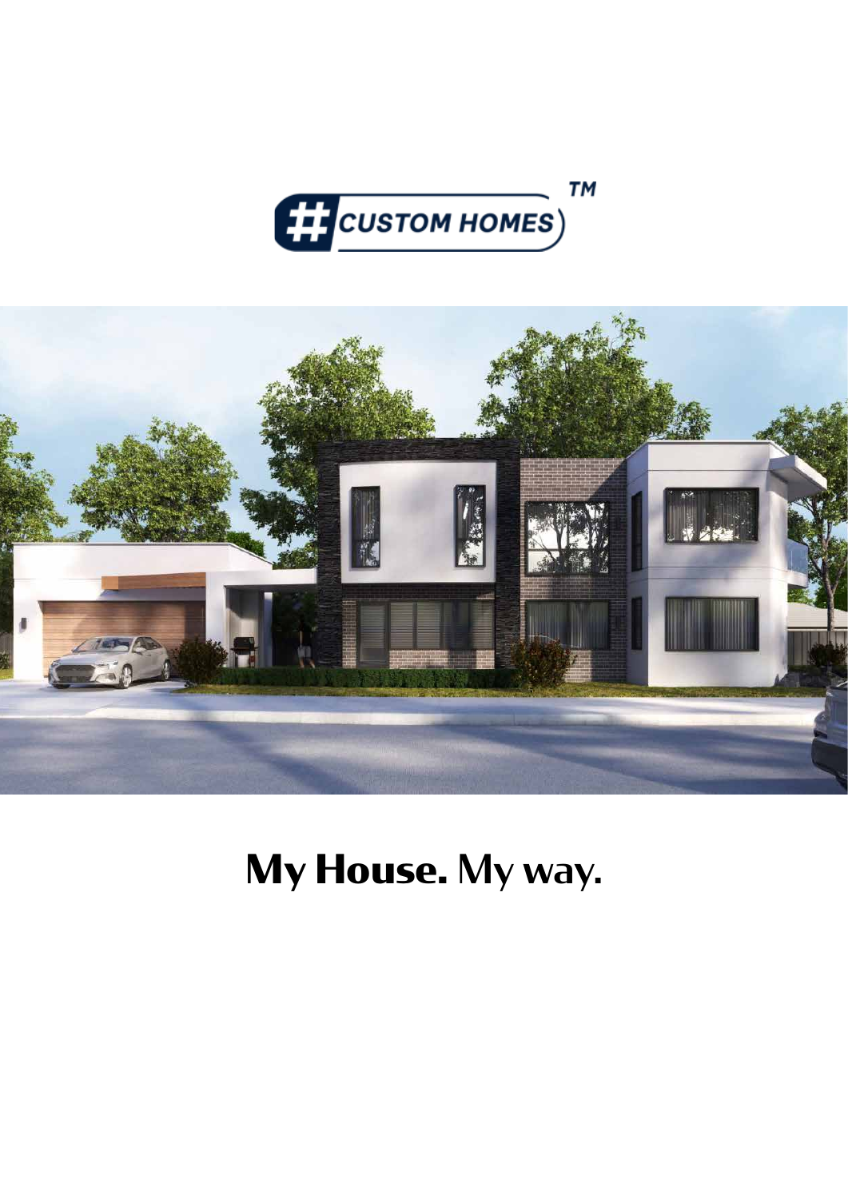# My House. My way.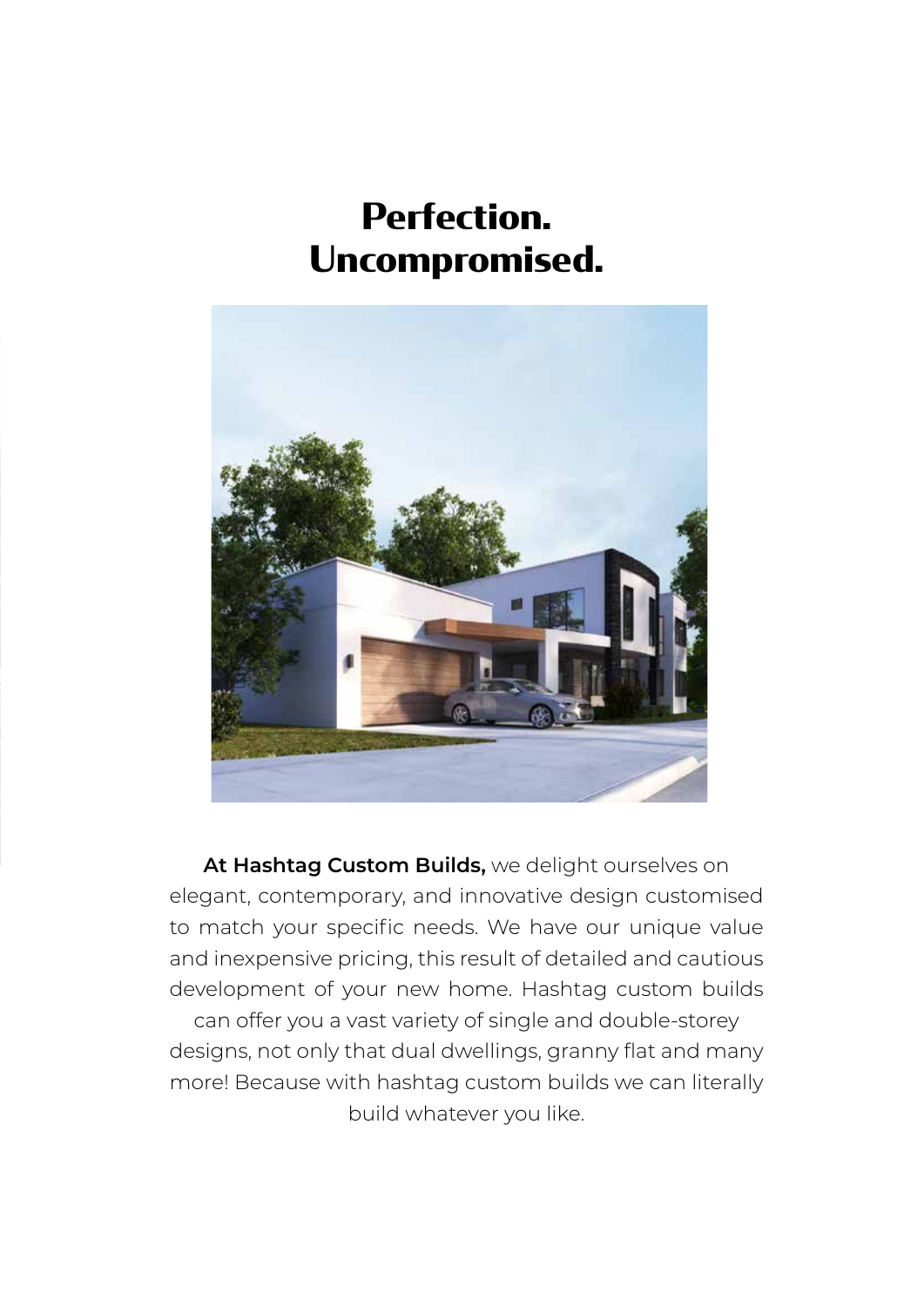# Perfection. Uncompromised.

**At Hashtag Custom Builds,** we delight ourselves on elegant, contemporary, and innovative design customised to match your specific needs. We have our unique value and inexpensive pricing, this result of detailed and cautious development of your new home. Hashtag custom builds can offer you a vast variety of single and double-storey designs, not only that dual dwellings, granny flat and many more! Because with hashtag custom builds we can literally build whatever you like.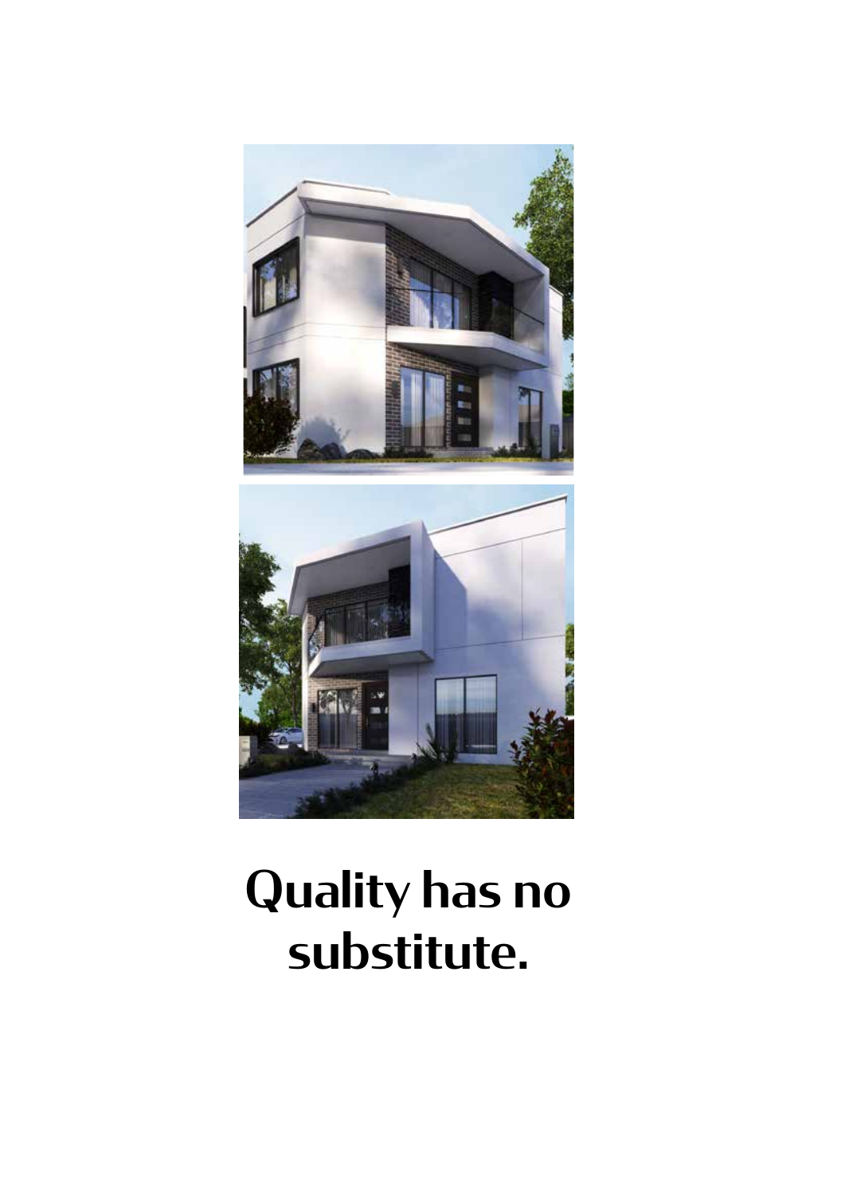# Quality has no substitute.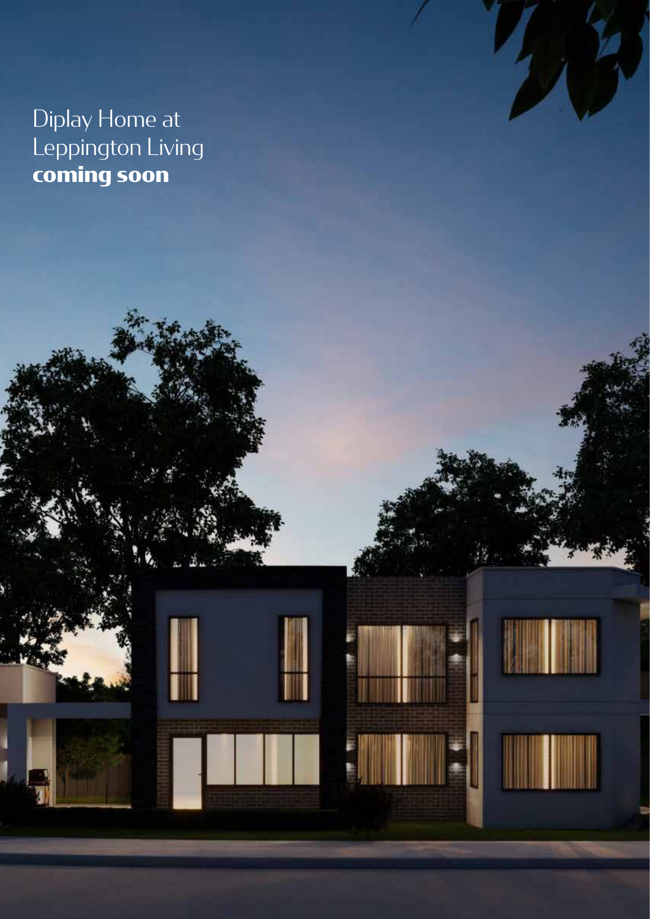Diplay Home at
Leppington Living
**coming soon**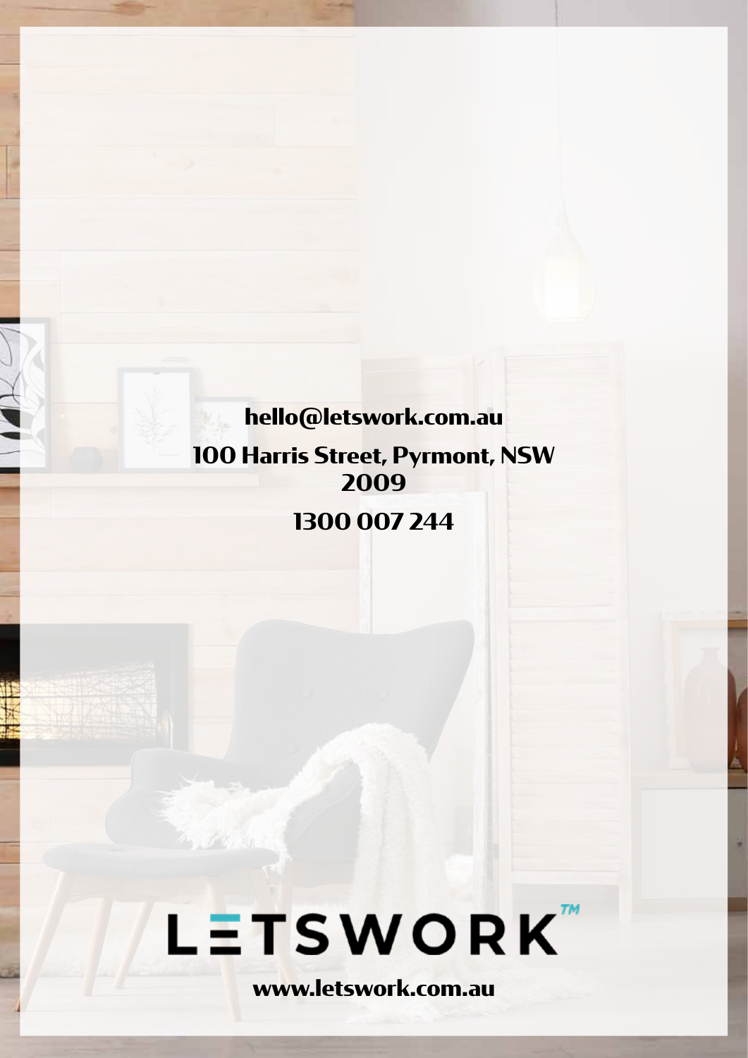hello@letswork.com.au

100 Harris Street, Pyrmont, NSW 2009

1300 007 244

LETSWORK™

www.letswork.com.au